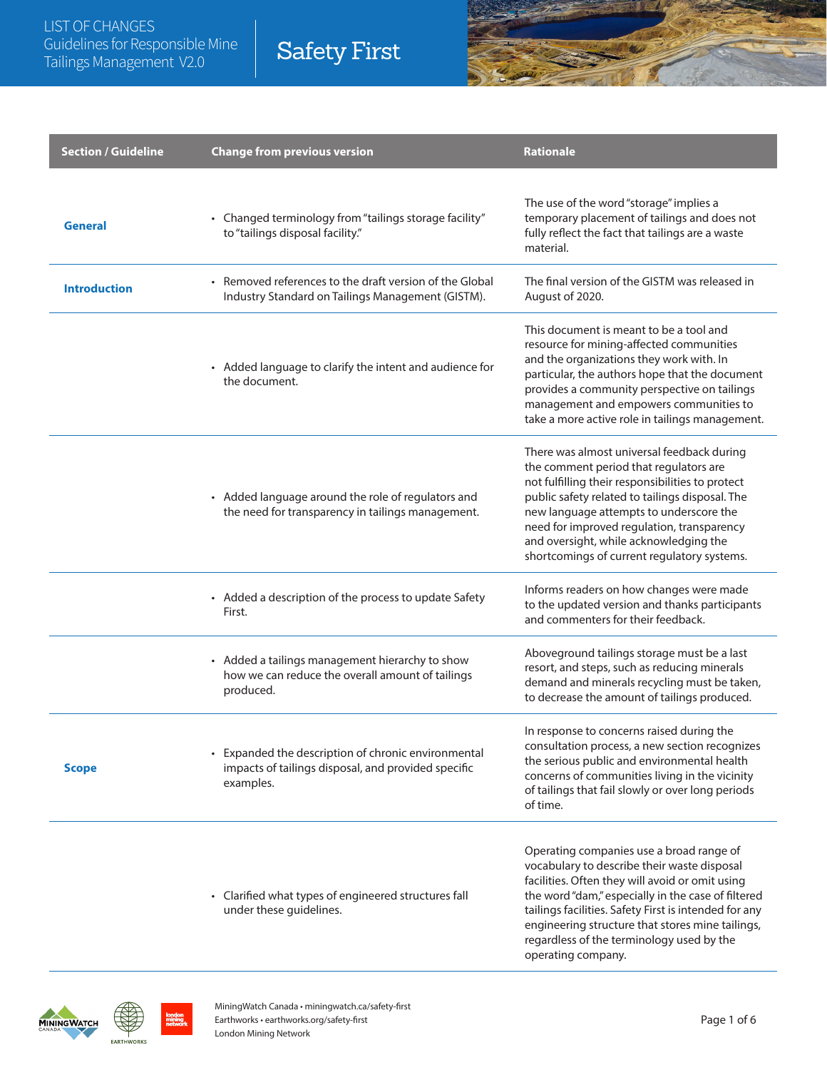# LIST OF CHANGES Guidelines for Responsible Mine Tailings Management V2.0

## Safety First

| Section / Guideline | Change from previous version | Rationale |
|---|---|---|
| **General** | • Changed terminology from "tailings storage facility" to "tailings disposal facility." | The use of the word "storage" implies a temporary placement of tailings and does not fully reflect the fact that tailings are a waste material. |
| **Introduction** | • Removed references to the draft version of the Global Industry Standard on Tailings Management (GISTM). | The final version of the GISTM was released in August of 2020. |
| | • Added language to clarify the intent and audience for the document. | This document is meant to be a tool and resource for mining-affected communities and the organizations they work with. In particular, the authors hope that the document provides a community perspective on tailings management and empowers communities to take a more active role in tailings management. |
| | • Added language around the role of regulators and the need for transparency in tailings management. | There was almost universal feedback during the comment period that regulators are not fulfilling their responsibilities to protect public safety related to tailings disposal. The new language attempts to underscore the need for improved regulation, transparency and oversight, while acknowledging the shortcomings of current regulatory systems. |
| | • Added a description of the process to update Safety First. | Informs readers on how changes were made to the updated version and thanks participants and commenters for their feedback. |
| | • Added a tailings management hierarchy to show how we can reduce the overall amount of tailings produced. | Aboveground tailings storage must be a last resort, and steps, such as reducing minerals demand and minerals recycling must be taken, to decrease the amount of tailings produced. |
| **Scope** | • Expanded the description of chronic environmental impacts of tailings disposal, and provided specific examples. | In response to concerns raised during the consultation process, a new section recognizes the serious public and environmental health concerns of communities living in the vicinity of tailings that fail slowly or over long periods of time. |
| | • Clarified what types of engineered structures fall under these guidelines. | Operating companies use a broad range of vocabulary to describe their waste disposal facilities. Often they will avoid or omit using the word "dam," especially in the case of filtered tailings facilities. Safety First is intended for any engineering structure that stores mine tailings, regardless of the terminology used by the operating company. |

MiningWatch Canada • miningwatch.ca/safety-first
Earthworks • earthworks.org/safety-first
London Mining Network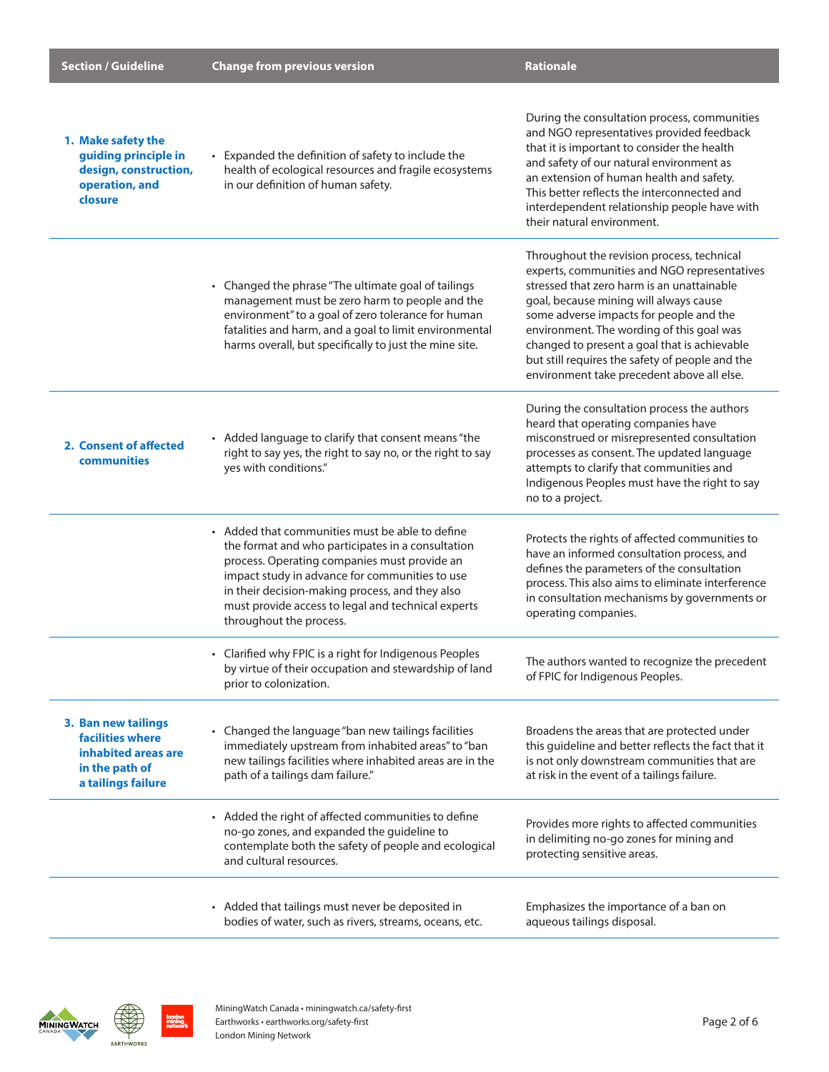| Section / Guideline | Change from previous version | Rationale |
|---|---|---|
| **1. Make safety the guiding principle in design, construction, operation, and closure** | • Expanded the definition of safety to include the health of ecological resources and fragile ecosystems in our definition of human safety. | During the consultation process, communities and NGO representatives provided feedback that it is important to consider the health and safety of our natural environment as an extension of human health and safety. This better reflects the interconnected and interdependent relationship people have with their natural environment. |
| | • Changed the phrase "The ultimate goal of tailings management must be zero harm to people and the environment" to a goal of zero tolerance for human fatalities and harm, and a goal to limit environmental harms overall, but specifically to just the mine site. | Throughout the revision process, technical experts, communities and NGO representatives stressed that zero harm is an unattainable goal, because mining will always cause some adverse impacts for people and the environment. The wording of this goal was changed to present a goal that is achievable but still requires the safety of people and the environment take precedent above all else. |
| **2. Consent of affected communities** | • Added language to clarify that consent means "the right to say yes, the right to say no, or the right to say yes with conditions." | During the consultation process the authors heard that operating companies have misconstrued or misrepresented consultation processes as consent. The updated language attempts to clarify that communities and Indigenous Peoples must have the right to say no to a project. |
| | • Added that communities must be able to define the format and who participates in a consultation process. Operating companies must provide an impact study in advance for communities to use in their decision-making process, and they also must provide access to legal and technical experts throughout the process. | Protects the rights of affected communities to have an informed consultation process, and defines the parameters of the consultation process. This also aims to eliminate interference in consultation mechanisms by governments or operating companies. |
| | • Clarified why FPIC is a right for Indigenous Peoples by virtue of their occupation and stewardship of land prior to colonization. | The authors wanted to recognize the precedent of FPIC for Indigenous Peoples. |
| **3. Ban new tailings facilities where inhabited areas are in the path of a tailings failure** | • Changed the language "ban new tailings facilities immediately upstream from inhabited areas" to "ban new tailings facilities where inhabited areas are in the path of a tailings dam failure." | Broadens the areas that are protected under this guideline and better reflects the fact that it is not only downstream communities that are at risk in the event of a tailings failure. |
| | • Added the right of affected communities to define no-go zones, and expanded the guideline to contemplate both the safety of people and ecological and cultural resources. | Provides more rights to affected communities in delimiting no-go zones for mining and protecting sensitive areas. |
| | • Added that tailings must never be deposited in bodies of water, such as rivers, streams, oceans, etc. | Emphasizes the importance of a ban on aqueous tailings disposal. |

MiningWatch Canada • miningwatch.ca/safety-first
Earthworks • earthworks.org/safety-first
London Mining Network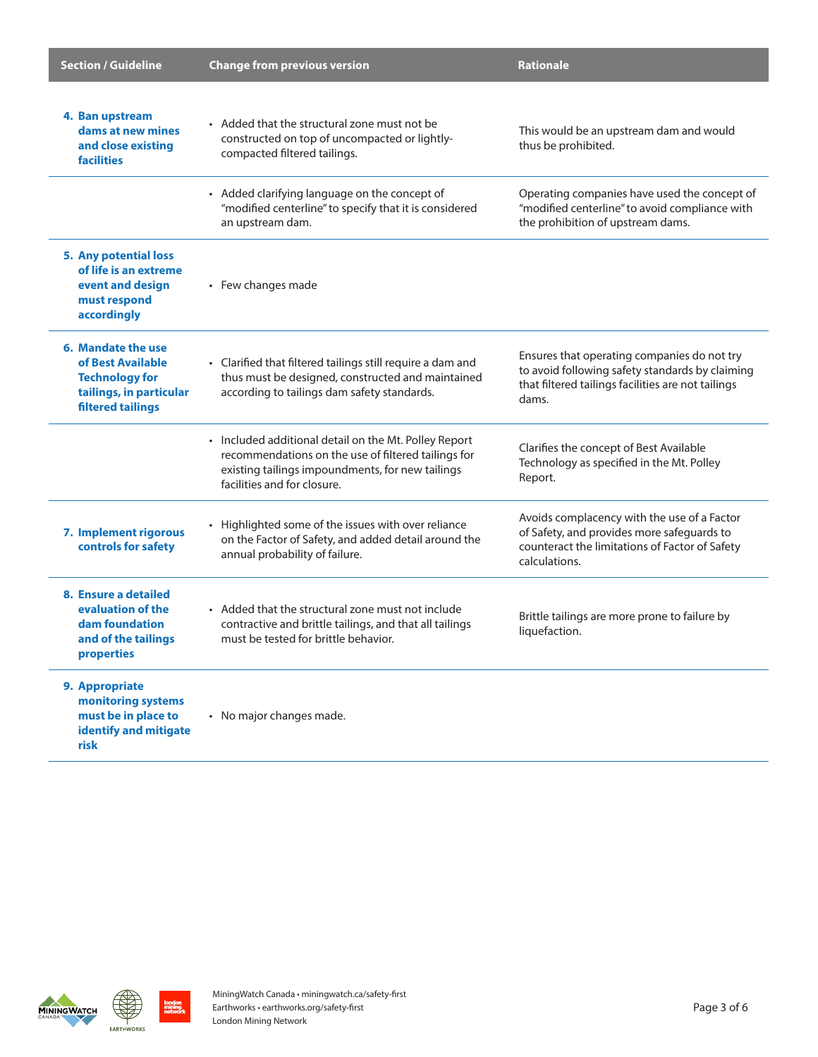| Section / Guideline | Change from previous version | Rationale |
|---|---|---|
| **4. Ban upstream dams at new mines and close existing facilities** | • Added that the structural zone must not be constructed on top of uncompacted or lightly-compacted filtered tailings. | This would be an upstream dam and would thus be prohibited. |
| | • Added clarifying language on the concept of "modified centerline" to specify that it is considered an upstream dam. | Operating companies have used the concept of "modified centerline" to avoid compliance with the prohibition of upstream dams. |
| **5. Any potential loss of life is an extreme event and design must respond accordingly** | • Few changes made | |
| **6. Mandate the use of Best Available Technology for tailings, in particular filtered tailings** | • Clarified that filtered tailings still require a dam and thus must be designed, constructed and maintained according to tailings dam safety standards. | Ensures that operating companies do not try to avoid following safety standards by claiming that filtered tailings facilities are not tailings dams. |
| | • Included additional detail on the Mt. Polley Report recommendations on the use of filtered tailings for existing tailings impoundments, for new tailings facilities and for closure. | Clarifies the concept of Best Available Technology as specified in the Mt. Polley Report. |
| **7. Implement rigorous controls for safety** | • Highlighted some of the issues with over reliance on the Factor of Safety, and added detail around the annual probability of failure. | Avoids complacency with the use of a Factor of Safety, and provides more safeguards to counteract the limitations of Factor of Safety calculations. |
| **8. Ensure a detailed evaluation of the dam foundation and of the tailings properties** | • Added that the structural zone must not include contractive and brittle tailings, and that all tailings must be tested for brittle behavior. | Brittle tailings are more prone to failure by liquefaction. |
| **9. Appropriate monitoring systems must be in place to identify and mitigate risk** | • No major changes made. | |

MiningWatch Canada • miningwatch.ca/safety-first
Earthworks • earthworks.org/safety-first
London Mining Network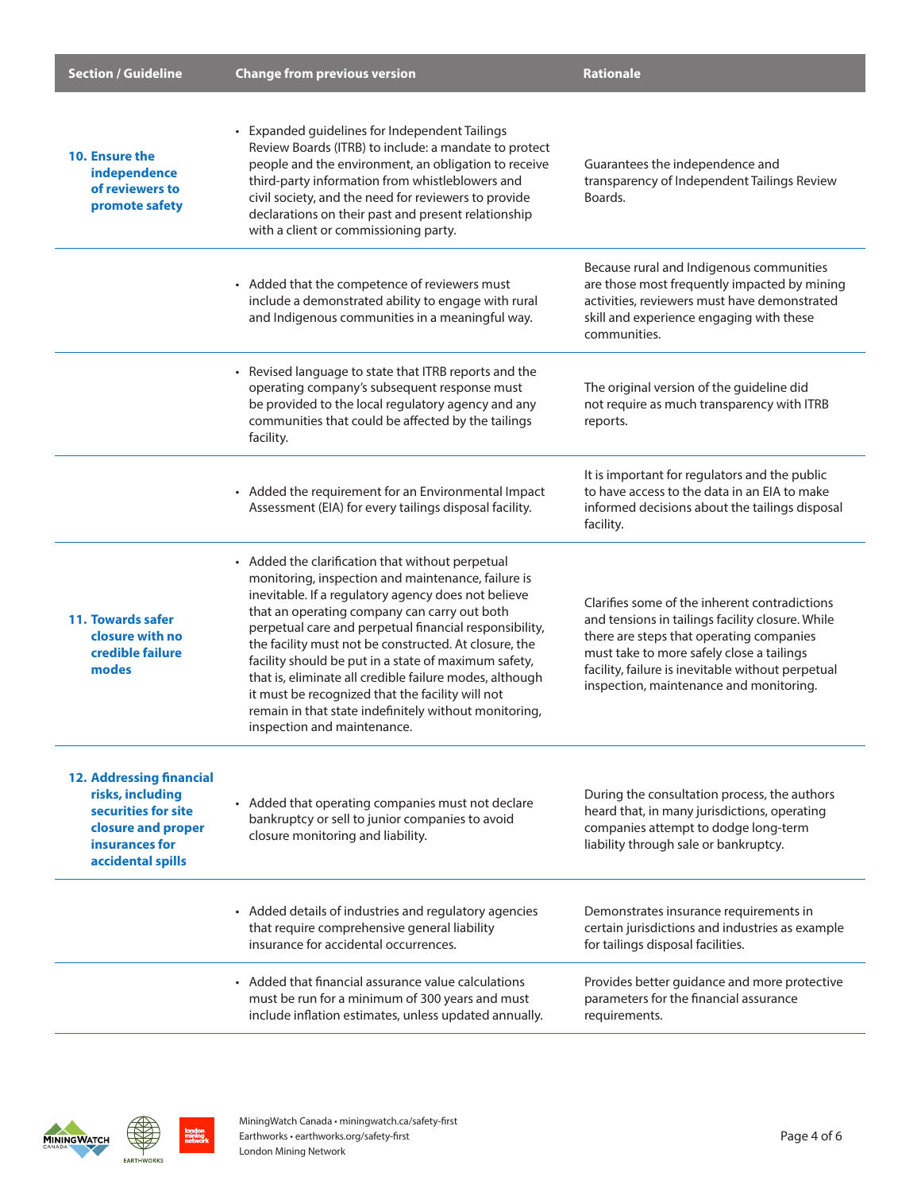| Section / Guideline | Change from previous version | Rationale |
|---|---|---|
| **10. Ensure the independence of reviewers to promote safety** | • Expanded guidelines for Independent Tailings Review Boards (ITRB) to include: a mandate to protect people and the environment, an obligation to receive third-party information from whistleblowers and civil society, and the need for reviewers to provide declarations on their past and present relationship with a client or commissioning party. | Guarantees the independence and transparency of Independent Tailings Review Boards. |
| | • Added that the competence of reviewers must include a demonstrated ability to engage with rural and Indigenous communities in a meaningful way. | Because rural and Indigenous communities are those most frequently impacted by mining activities, reviewers must have demonstrated skill and experience engaging with these communities. |
| | • Revised language to state that ITRB reports and the operating company's subsequent response must be provided to the local regulatory agency and any communities that could be affected by the tailings facility. | The original version of the guideline did not require as much transparency with ITRB reports. |
| | • Added the requirement for an Environmental Impact Assessment (EIA) for every tailings disposal facility. | It is important for regulators and the public to have access to the data in an EIA to make informed decisions about the tailings disposal facility. |
| **11. Towards safer closure with no credible failure modes** | • Added the clarification that without perpetual monitoring, inspection and maintenance, failure is inevitable. If a regulatory agency does not believe that an operating company can carry out both perpetual care and perpetual financial responsibility, the facility must not be constructed. At closure, the facility should be put in a state of maximum safety, that is, eliminate all credible failure modes, although it must be recognized that the facility will not remain in that state indefinitely without monitoring, inspection and maintenance. | Clarifies some of the inherent contradictions and tensions in tailings facility closure. While there are steps that operating companies must take to more safely close a tailings facility, failure is inevitable without perpetual inspection, maintenance and monitoring. |
| **12. Addressing financial risks, including securities for site closure and proper insurances for accidental spills** | • Added that operating companies must not declare bankruptcy or sell to junior companies to avoid closure monitoring and liability. | During the consultation process, the authors heard that, in many jurisdictions, operating companies attempt to dodge long-term liability through sale or bankruptcy. |
| | • Added details of industries and regulatory agencies that require comprehensive general liability insurance for accidental occurrences. | Demonstrates insurance requirements in certain jurisdictions and industries as example for tailings disposal facilities. |
| | • Added that financial assurance value calculations must be run for a minimum of 300 years and must include inflation estimates, unless updated annually. | Provides better guidance and more protective parameters for the financial assurance requirements. |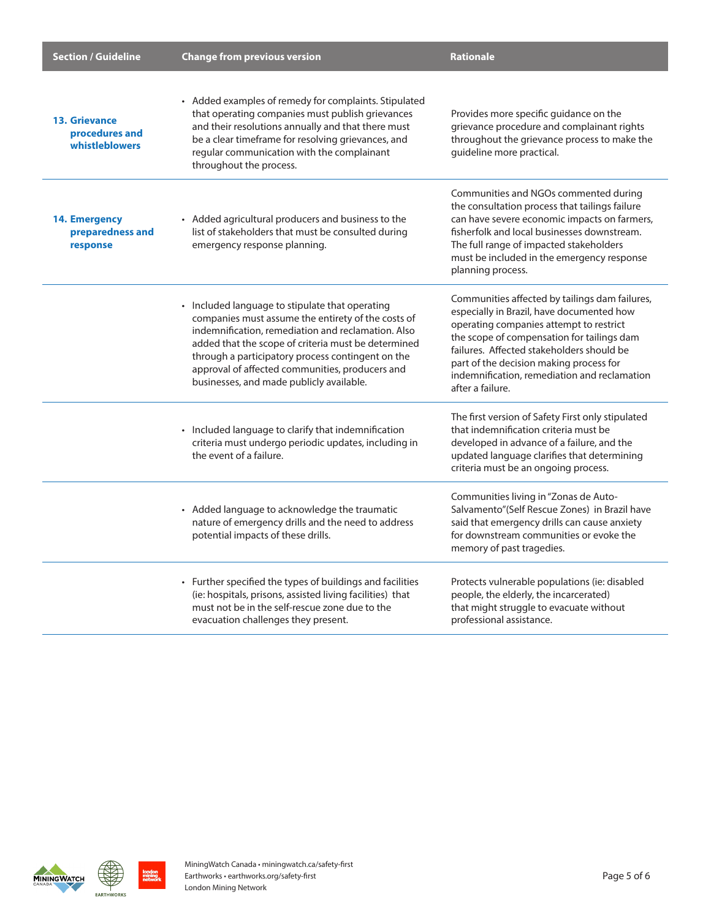| Section / Guideline | Change from previous version | Rationale |
|---|---|---|
| **13. Grievance procedures and whistleblowers** | • Added examples of remedy for complaints. Stipulated that operating companies must publish grievances and their resolutions annually and that there must be a clear timeframe for resolving grievances, and regular communication with the complainant throughout the process. | Provides more specific guidance on the grievance procedure and complainant rights throughout the grievance process to make the guideline more practical. |
| **14. Emergency preparedness and response** | • Added agricultural producers and business to the list of stakeholders that must be consulted during emergency response planning. | Communities and NGOs commented during the consultation process that tailings failure can have severe economic impacts on farmers, fisherfolk and local businesses downstream. The full range of impacted stakeholders must be included in the emergency response planning process. |
| | • Included language to stipulate that operating companies must assume the entirety of the costs of indemnification, remediation and reclamation. Also added that the scope of criteria must be determined through a participatory process contingent on the approval of affected communities, producers and businesses, and made publicly available. | Communities affected by tailings dam failures, especially in Brazil, have documented how operating companies attempt to restrict the scope of compensation for tailings dam failures. Affected stakeholders should be part of the decision making process for indemnification, remediation and reclamation after a failure. |
| | • Included language to clarify that indemnification criteria must undergo periodic updates, including in the event of a failure. | The first version of Safety First only stipulated that indemnification criteria must be developed in advance of a failure, and the updated language clarifies that determining criteria must be an ongoing process. |
| | • Added language to acknowledge the traumatic nature of emergency drills and the need to address potential impacts of these drills. | Communities living in "Zonas de Auto-Salvamento"(Self Rescue Zones) in Brazil have said that emergency drills can cause anxiety for downstream communities or evoke the memory of past tragedies. |
| | • Further specified the types of buildings and facilities (ie: hospitals, prisons, assisted living facilities) that must not be in the self-rescue zone due to the evacuation challenges they present. | Protects vulnerable populations (ie: disabled people, the elderly, the incarcerated) that might struggle to evacuate without professional assistance. |

MiningWatch Canada • miningwatch.ca/safety-first
Earthworks • earthworks.org/safety-first
London Mining Network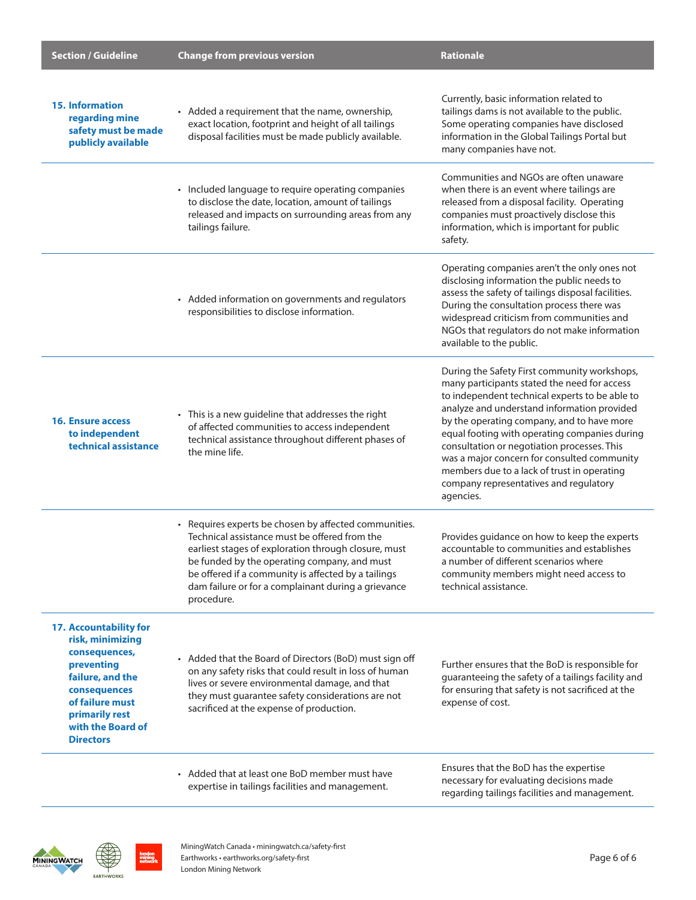| Section / Guideline | Change from previous version | Rationale |
|---|---|---|
| **15. Information regarding mine safety must be made publicly available** | • Added a requirement that the name, ownership, exact location, footprint and height of all tailings disposal facilities must be made publicly available. | Currently, basic information related to tailings dams is not available to the public. Some operating companies have disclosed information in the Global Tailings Portal but many companies have not. |
| | • Included language to require operating companies to disclose the date, location, amount of tailings released and impacts on surrounding areas from any tailings failure. | Communities and NGOs are often unaware when there is an event where tailings are released from a disposal facility. Operating companies must proactively disclose this information, which is important for public safety. |
| | • Added information on governments and regulators responsibilities to disclose information. | Operating companies aren't the only ones not disclosing information the public needs to assess the safety of tailings disposal facilities. During the consultation process there was widespread criticism from communities and NGOs that regulators do not make information available to the public. |
| **16. Ensure access to independent technical assistance** | • This is a new guideline that addresses the right of affected communities to access independent technical assistance throughout different phases of the mine life. | During the Safety First community workshops, many participants stated the need for access to independent technical experts to be able to analyze and understand information provided by the operating company, and to have more equal footing with operating companies during consultation or negotiation processes. This was a major concern for consulted community members due to a lack of trust in operating company representatives and regulatory agencies. |
| | • Requires experts be chosen by affected communities. Technical assistance must be offered from the earliest stages of exploration through closure, must be funded by the operating company, and must be offered if a community is affected by a tailings dam failure or for a complainant during a grievance procedure. | Provides guidance on how to keep the experts accountable to communities and establishes a number of different scenarios where community members might need access to technical assistance. |
| **17. Accountability for risk, minimizing consequences, preventing failure, and the consequences of failure must primarily rest with the Board of Directors** | • Added that the Board of Directors (BoD) must sign off on any safety risks that could result in loss of human lives or severe environmental damage, and that they must guarantee safety considerations are not sacrificed at the expense of production. | Further ensures that the BoD is responsible for guaranteeing the safety of a tailings facility and for ensuring that safety is not sacrificed at the expense of cost. |
| | • Added that at least one BoD member must have expertise in tailings facilities and management. | Ensures that the BoD has the expertise necessary for evaluating decisions made regarding tailings facilities and management. |

MiningWatch Canada • miningwatch.ca/safety-first
Earthworks • earthworks.org/safety-first
London Mining Network